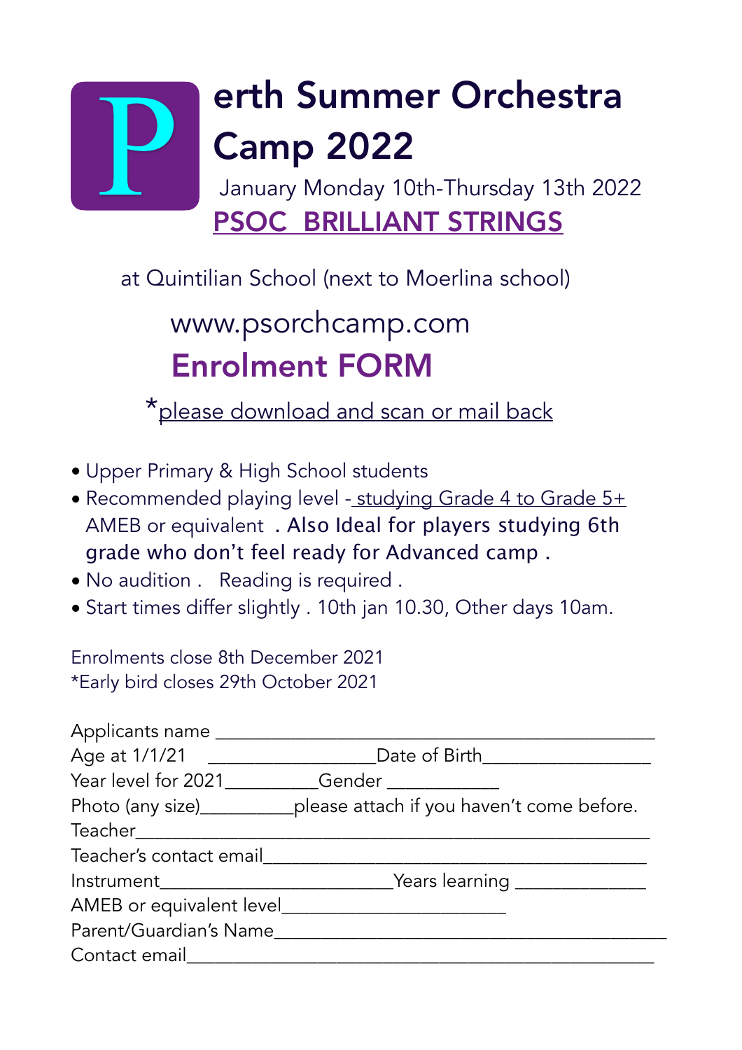# Perth Summer Orchestra Camp 2022

January Monday 10th-Thursday 13th 2022

## PSOC BRILLIANT STRINGS

at Quintilian School (next to Moerlina school)

www.psorchcamp.com

## Enrolment FORM

*please download and scan or mail back

- Upper Primary & High School students
- Recommended playing level - studying Grade 4 to Grade 5+ AMEB or equivalent . Also Ideal for players studying 6th grade who don't feel ready for Advanced camp .
- No audition . Reading is required .
- Start times differ slightly . 10th jan 10.30, Other days 10am.

Enrolments close 8th December 2021
*Early bird closes 29th October 2021

Applicants name ______________________________________________

Age at 1/1/21 _________________Date of Birth_________________

Year level for 2021_________Gender ___________

Photo (any size)_________please attach if you haven't come before.

Teacher_______________________________________________________

Teacher's contact email________________________________________

Instrument________________________Years learning _____________

AMEB or equivalent level______________________

Parent/Guardian's Name__________________________________________

Contact email________________________________________________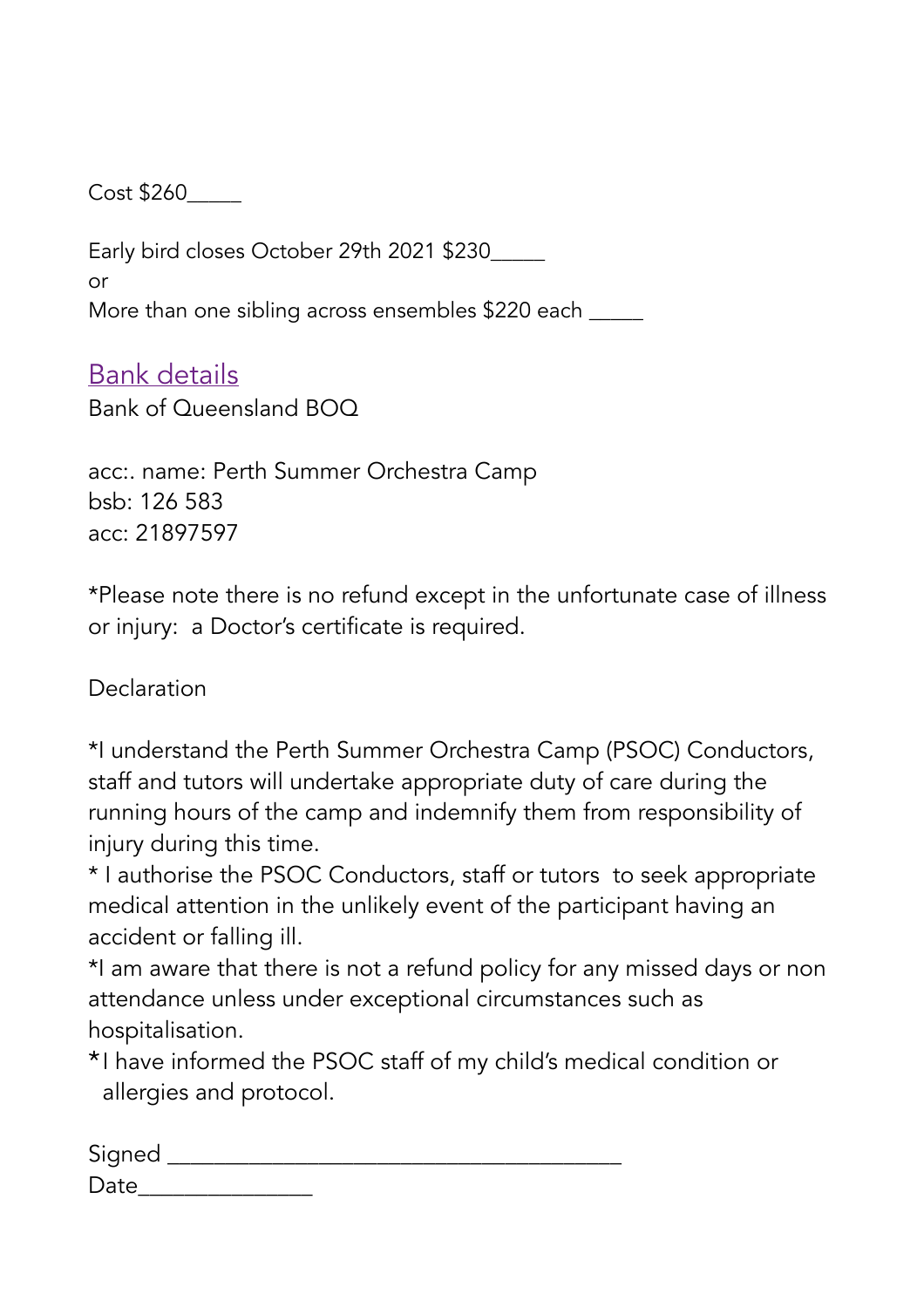Cost $260_____

Early bird closes October 29th 2021 $230_____
or
More than one sibling across ensembles $220 each _____

## Bank details

Bank of Queensland BOQ

acc:. name: Perth Summer Orchestra Camp
bsb: 126 583
acc: 21897597

*Please note there is no refund except in the unfortunate case of illness or injury: a Doctor's certificate is required.

Declaration

*I understand the Perth Summer Orchestra Camp (PSOC) Conductors, staff and tutors will undertake appropriate duty of care during the running hours of the camp and indemnify them from responsibility of injury during this time.
* I authorise the PSOC Conductors, staff or tutors to seek appropriate medical attention in the unlikely event of the participant having an accident or falling ill.
*I am aware that there is not a refund policy for any missed days or non attendance unless under exceptional circumstances such as hospitalisation.
*I have informed the PSOC staff of my child's medical condition or allergies and protocol.

Signed ______________________________________
Date_______________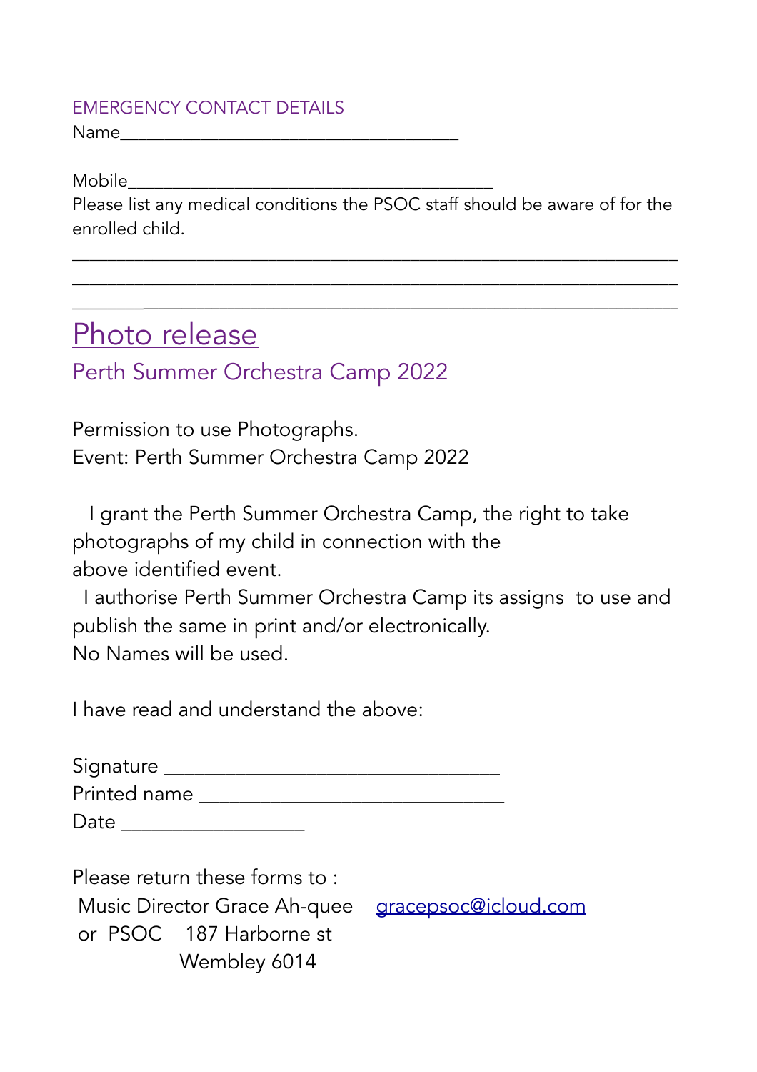EMERGENCY CONTACT DETAILS

Name_____________________________________

Mobile________________________________________

Please list any medical conditions the PSOC staff should be aware of for the enrolled child.

_________________________________________________________________

_________________________________________________________________

_________________________________________________________________

# Photo release

## Perth Summer Orchestra Camp 2022

Permission to use Photographs.
Event: Perth Summer Orchestra Camp 2022

I grant the Perth Summer Orchestra Camp, the right to take photographs of my child in connection with the above identified event.
I authorise Perth Summer Orchestra Camp its assigns to use and publish the same in print and/or electronically.
No Names will be used.

I have read and understand the above:

Signature ________________________________
Printed name _____________________________
Date _________________

Please return these forms to :
Music Director Grace Ah-quee [gracepsoc@icloud.com](mailto:gracepsoc@icloud.com)
or PSOC 187 Harborne st
Wembley 6014